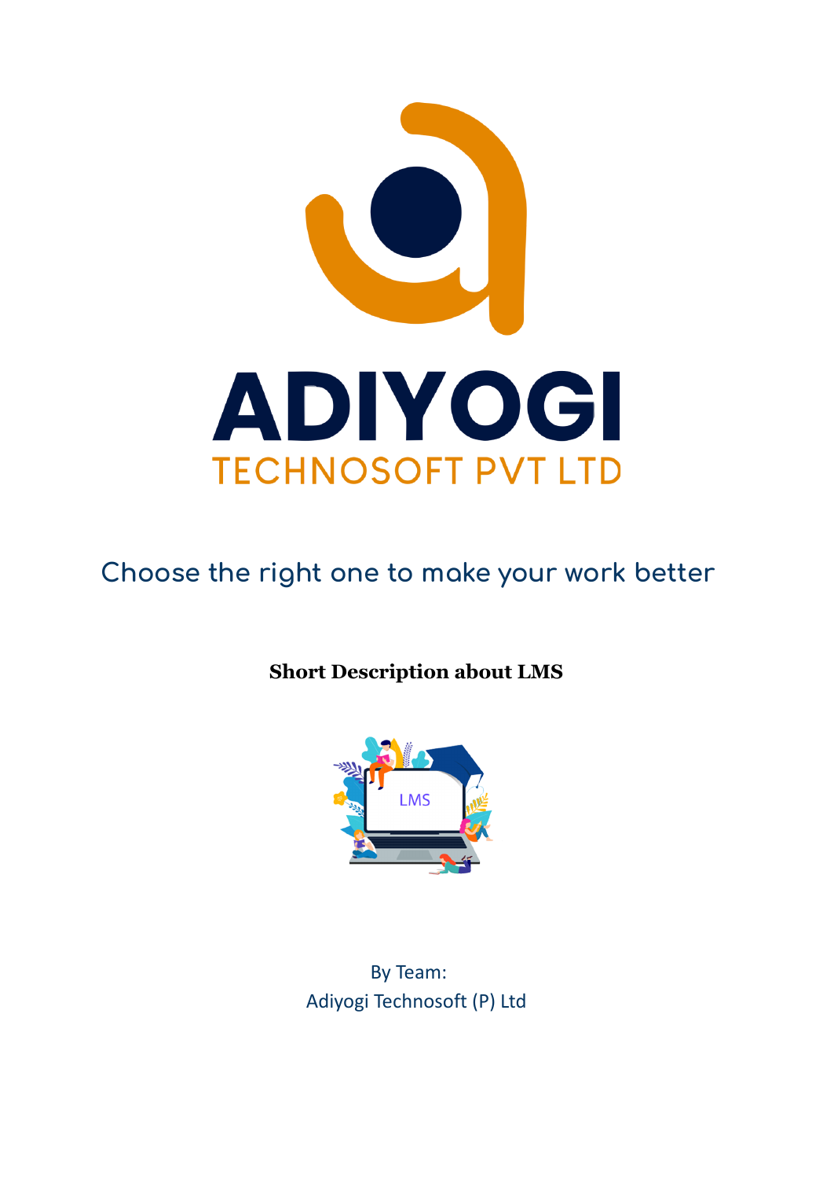# ADIYOGI

## TECHNOSOFT PVT LTD

Choose the right one to make your work better

**Short Description about LMS**

LMS

By Team:
Adiyogi Technosoft (P) Ltd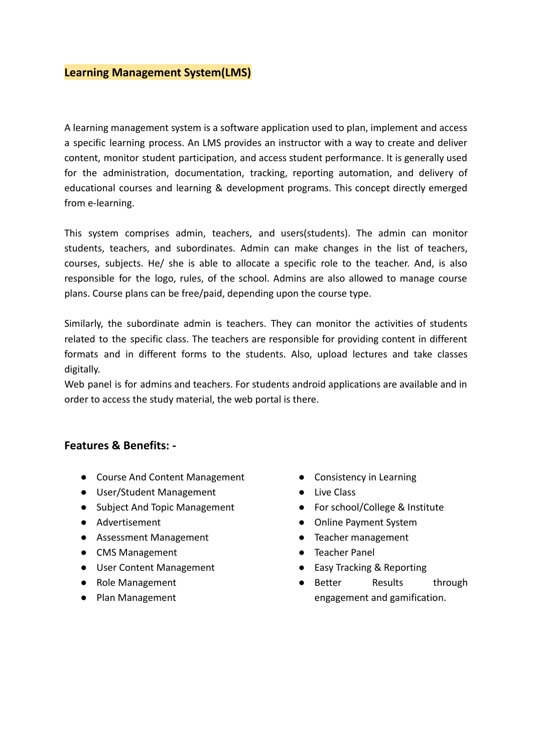# Learning Management System(LMS)

A learning management system is a software application used to plan, implement and access a specific learning process. An LMS provides an instructor with a way to create and deliver content, monitor student participation, and access student performance. It is generally used for the administration, documentation, tracking, reporting automation, and delivery of educational courses and learning & development programs. This concept directly emerged from e-learning.

This system comprises admin, teachers, and users(students). The admin can monitor students, teachers, and subordinates. Admin can make changes in the list of teachers, courses, subjects. He/ she is able to allocate a specific role to the teacher. And, is also responsible for the logo, rules, of the school. Admins are also allowed to manage course plans. Course plans can be free/paid, depending upon the course type.

Similarly, the subordinate admin is teachers. They can monitor the activities of students related to the specific class. The teachers are responsible for providing content in different formats and in different forms to the students. Also, upload lectures and take classes digitally.
Web panel is for admins and teachers. For students android applications are available and in order to access the study material, the web portal is there.

## Features & Benefits: -

- Course And Content Management
- User/Student Management
- Subject And Topic Management
- Advertisement
- Assessment Management
- CMS Management
- User Content Management
- Role Management
- Plan Management
- Consistency in Learning
- Live Class
- For school/College & Institute
- Online Payment System
- Teacher management
- Teacher Panel
- Easy Tracking & Reporting
- Better Results through engagement and gamification.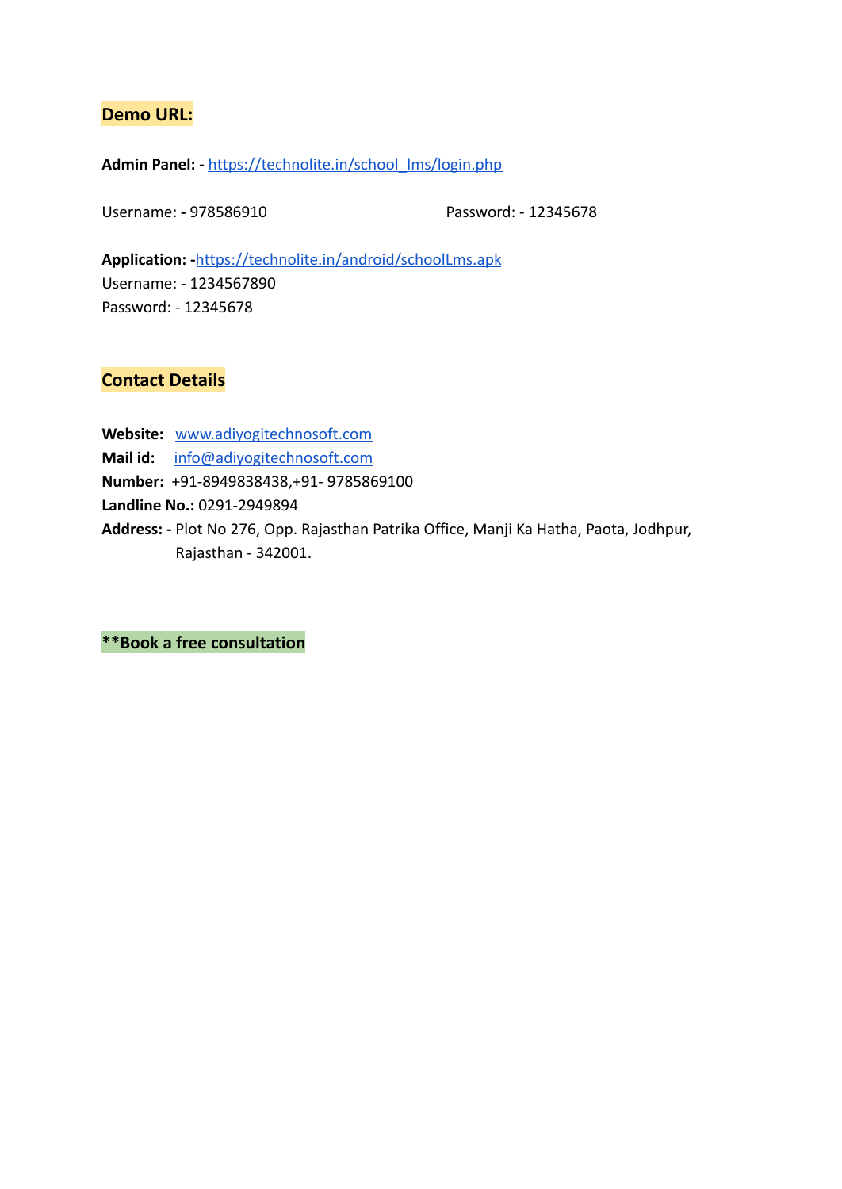## Demo URL:

**Admin Panel: -** https://technolite.in/school_lms/login.php

Username: **-** 978586910 Password: - 12345678

**Application: -**https://technolite.in/android/schoolLms.apk
Username: - 1234567890
Password: - 12345678

## Contact Details

**Website:** www.adiyogitechnosoft.com
**Mail id:** info@adiyogitechnosoft.com
**Number:** +91-8949838438,+91- 9785869100
**Landline No.:** 0291-2949894
**Address: -** Plot No 276, Opp. Rajasthan Patrika Office, Manji Ka Hatha, Paota, Jodhpur, Rajasthan - 342001.

**\*\*Book a free consultation**